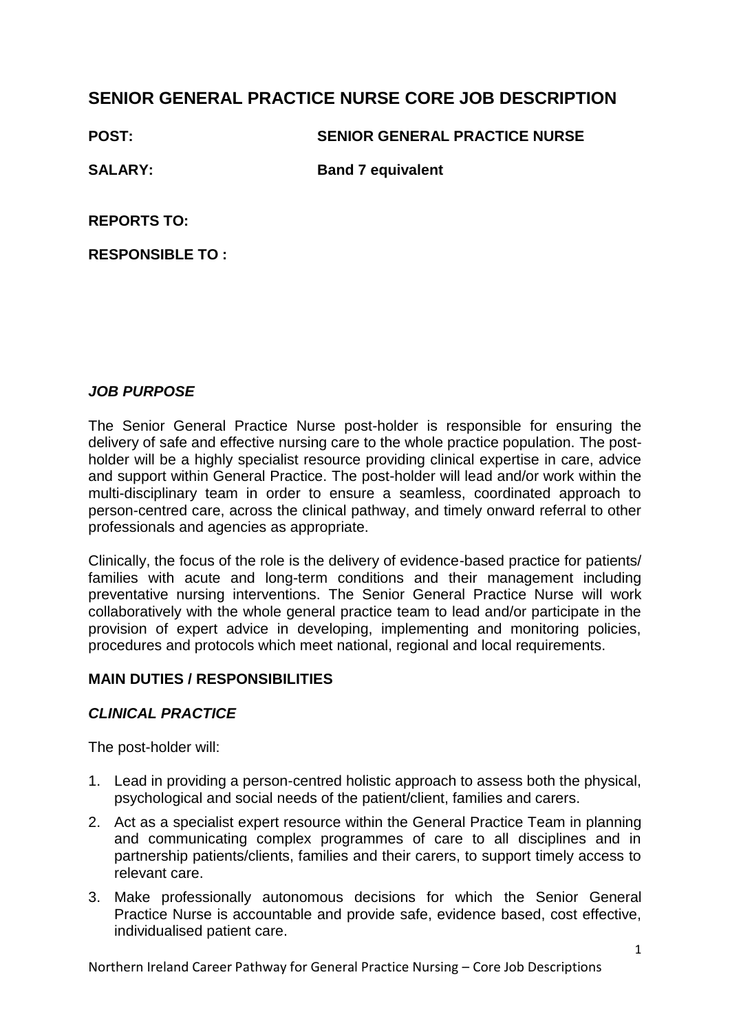# SENIOR GENERAL PRACTICE NURSE CORE JOB DESCRIPTION

**POST:** **SENIOR GENERAL PRACTICE NURSE**

**SALARY:** **Band 7 equivalent**

**REPORTS TO:**

**RESPONSIBLE TO :**

### *JOB PURPOSE*

The Senior General Practice Nurse post-holder is responsible for ensuring the delivery of safe and effective nursing care to the whole practice population. The post-holder will be a highly specialist resource providing clinical expertise in care, advice and support within General Practice. The post-holder will lead and/or work within the multi-disciplinary team in order to ensure a seamless, coordinated approach to person-centred care, across the clinical pathway, and timely onward referral to other professionals and agencies as appropriate.

Clinically, the focus of the role is the delivery of evidence-based practice for patients/ families with acute and long-term conditions and their management including preventative nursing interventions. The Senior General Practice Nurse will work collaboratively with the whole general practice team to lead and/or participate in the provision of expert advice in developing, implementing and monitoring policies, procedures and protocols which meet national, regional and local requirements.

## MAIN DUTIES / RESPONSIBILITIES

### *CLINICAL PRACTICE*

The post-holder will:

1. Lead in providing a person-centred holistic approach to assess both the physical, psychological and social needs of the patient/client, families and carers.
2. Act as a specialist expert resource within the General Practice Team in planning and communicating complex programmes of care to all disciplines and in partnership patients/clients, families and their carers, to support timely access to relevant care.
3. Make professionally autonomous decisions for which the Senior General Practice Nurse is accountable and provide safe, evidence based, cost effective, individualised patient care.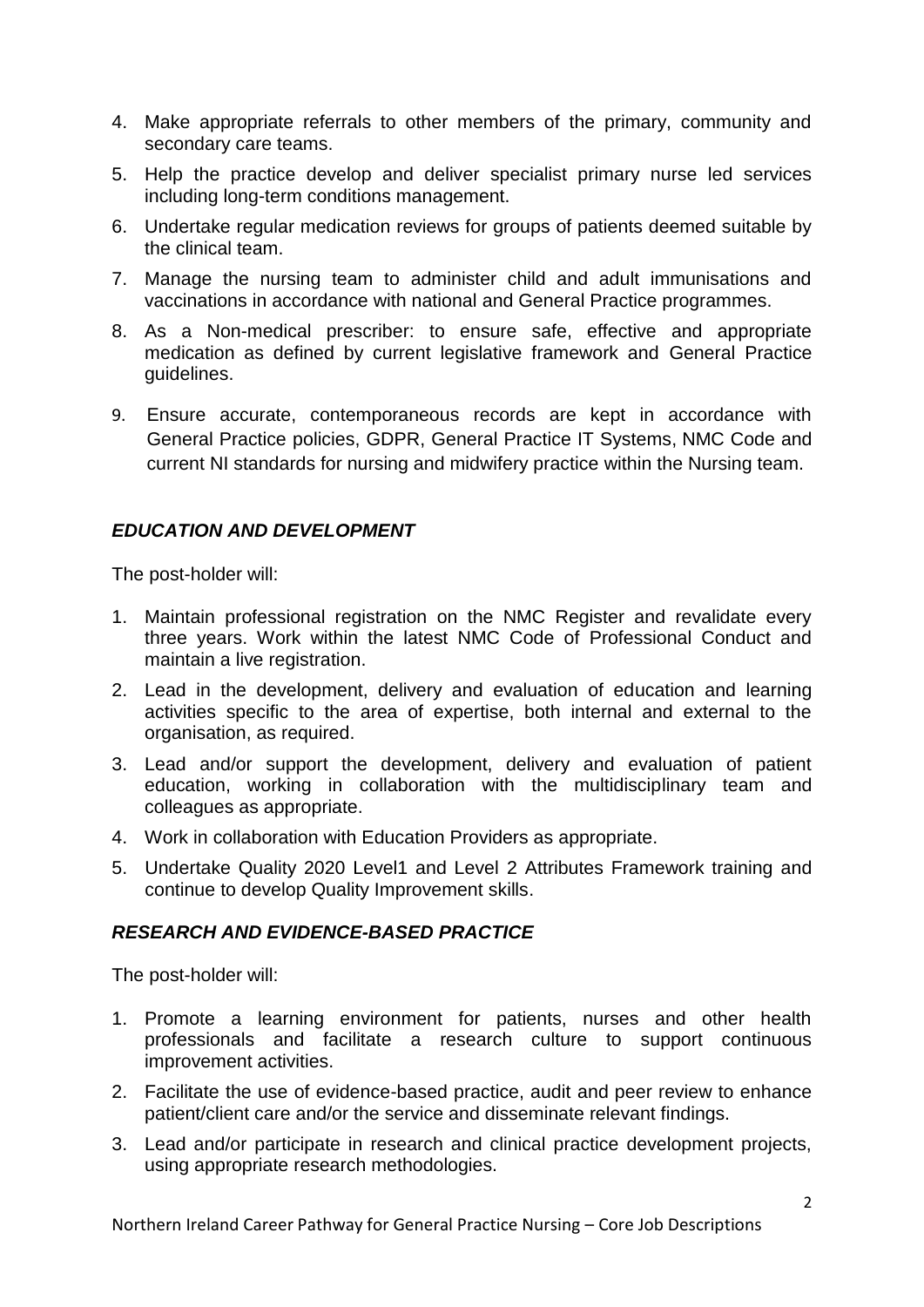4. Make appropriate referrals to other members of the primary, community and secondary care teams.
5. Help the practice develop and deliver specialist primary nurse led services including long-term conditions management.
6. Undertake regular medication reviews for groups of patients deemed suitable by the clinical team.
7. Manage the nursing team to administer child and adult immunisations and vaccinations in accordance with national and General Practice programmes.
8. As a Non-medical prescriber: to ensure safe, effective and appropriate medication as defined by current legislative framework and General Practice guidelines.
9. Ensure accurate, contemporaneous records are kept in accordance with General Practice policies, GDPR, General Practice IT Systems, NMC Code and current NI standards for nursing and midwifery practice within the Nursing team.

### *EDUCATION AND DEVELOPMENT*

The post-holder will:

1. Maintain professional registration on the NMC Register and revalidate every three years. Work within the latest NMC Code of Professional Conduct and maintain a live registration.
2. Lead in the development, delivery and evaluation of education and learning activities specific to the area of expertise, both internal and external to the organisation, as required.
3. Lead and/or support the development, delivery and evaluation of patient education, working in collaboration with the multidisciplinary team and colleagues as appropriate.
4. Work in collaboration with Education Providers as appropriate.
5. Undertake Quality 2020 Level1 and Level 2 Attributes Framework training and continue to develop Quality Improvement skills.

### *RESEARCH AND EVIDENCE-BASED PRACTICE*

The post-holder will:

1. Promote a learning environment for patients, nurses and other health professionals and facilitate a research culture to support continuous improvement activities.
2. Facilitate the use of evidence-based practice, audit and peer review to enhance patient/client care and/or the service and disseminate relevant findings.
3. Lead and/or participate in research and clinical practice development projects, using appropriate research methodologies.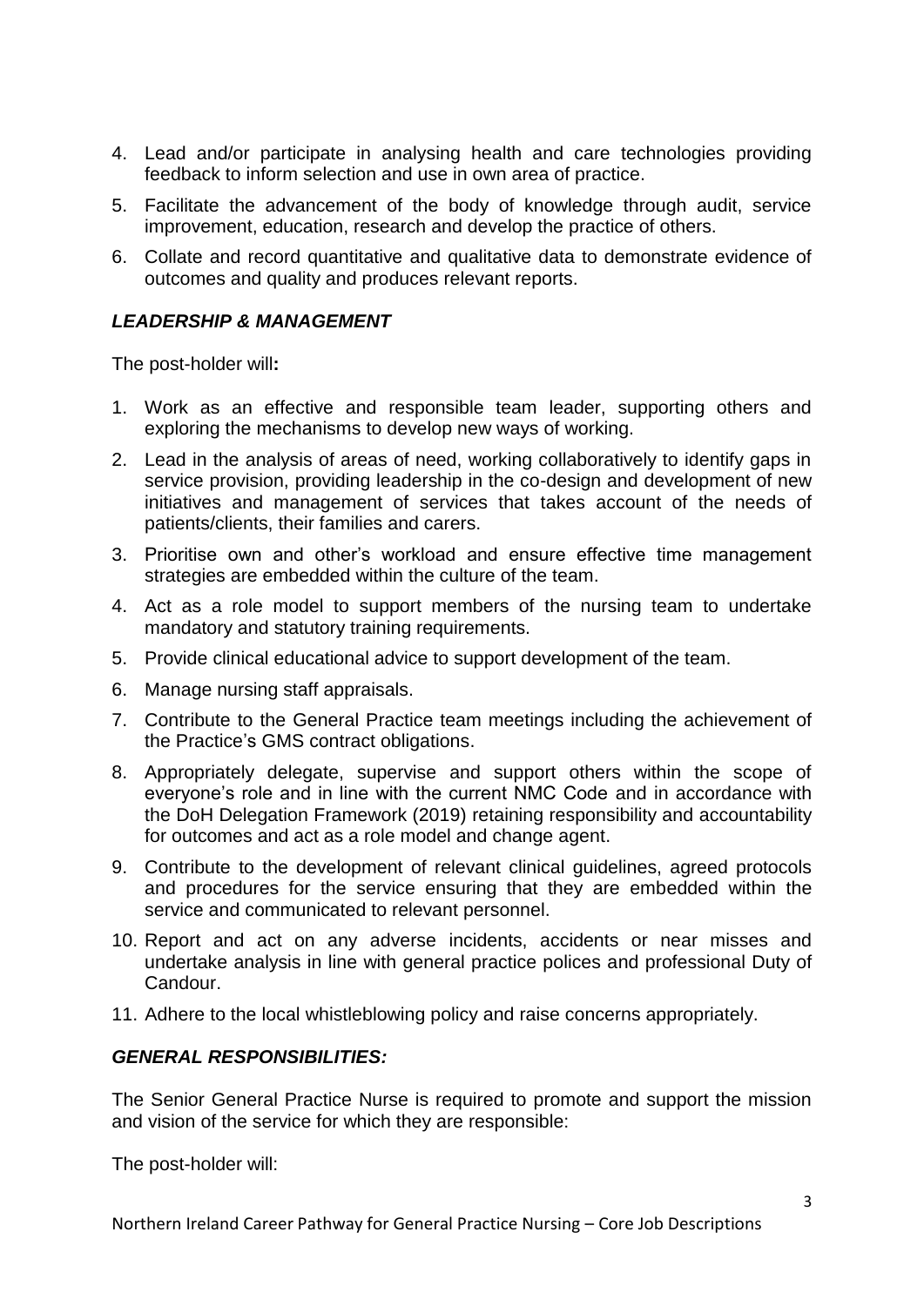4. Lead and/or participate in analysing health and care technologies providing feedback to inform selection and use in own area of practice.
5. Facilitate the advancement of the body of knowledge through audit, service improvement, education, research and develop the practice of others.
6. Collate and record quantitative and qualitative data to demonstrate evidence of outcomes and quality and produces relevant reports.

### *LEADERSHIP & MANAGEMENT*

The post-holder will**:**

1. Work as an effective and responsible team leader, supporting others and exploring the mechanisms to develop new ways of working.
2. Lead in the analysis of areas of need, working collaboratively to identify gaps in service provision, providing leadership in the co-design and development of new initiatives and management of services that takes account of the needs of patients/clients, their families and carers.
3. Prioritise own and other's workload and ensure effective time management strategies are embedded within the culture of the team.
4. Act as a role model to support members of the nursing team to undertake mandatory and statutory training requirements.
5. Provide clinical educational advice to support development of the team.
6. Manage nursing staff appraisals.
7. Contribute to the General Practice team meetings including the achievement of the Practice's GMS contract obligations.
8. Appropriately delegate, supervise and support others within the scope of everyone's role and in line with the current NMC Code and in accordance with the DoH Delegation Framework (2019) retaining responsibility and accountability for outcomes and act as a role model and change agent.
9. Contribute to the development of relevant clinical guidelines, agreed protocols and procedures for the service ensuring that they are embedded within the service and communicated to relevant personnel.
10. Report and act on any adverse incidents, accidents or near misses and undertake analysis in line with general practice polices and professional Duty of Candour.
11. Adhere to the local whistleblowing policy and raise concerns appropriately.

### *GENERAL RESPONSIBILITIES:*

The Senior General Practice Nurse is required to promote and support the mission and vision of the service for which they are responsible:

The post-holder will: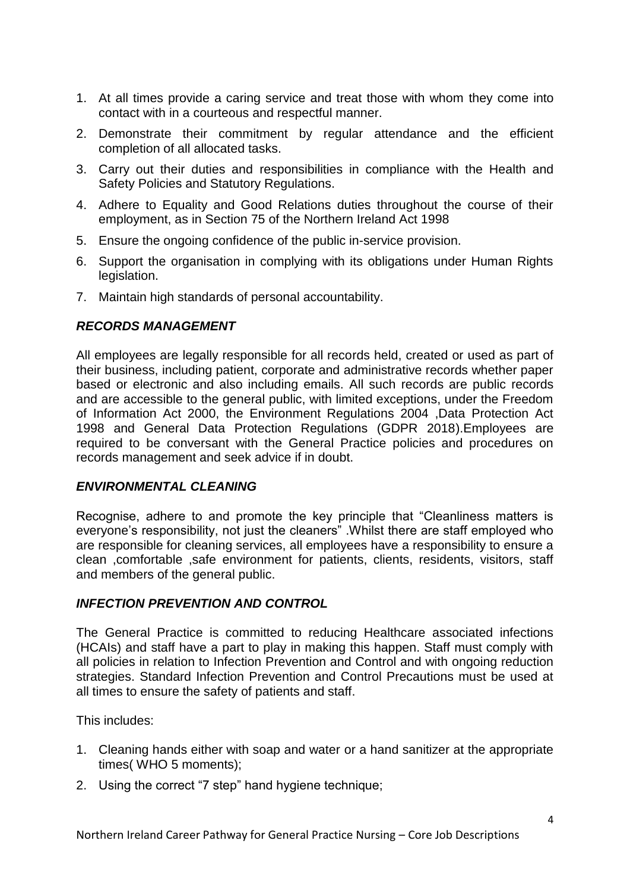1. At all times provide a caring service and treat those with whom they come into contact with in a courteous and respectful manner.
2. Demonstrate their commitment by regular attendance and the efficient completion of all allocated tasks.
3. Carry out their duties and responsibilities in compliance with the Health and Safety Policies and Statutory Regulations.
4. Adhere to Equality and Good Relations duties throughout the course of their employment, as in Section 75 of the Northern Ireland Act 1998
5. Ensure the ongoing confidence of the public in-service provision.
6. Support the organisation in complying with its obligations under Human Rights legislation.
7. Maintain high standards of personal accountability.

### *RECORDS MANAGEMENT*

All employees are legally responsible for all records held, created or used as part of their business, including patient, corporate and administrative records whether paper based or electronic and also including emails. All such records are public records and are accessible to the general public, with limited exceptions, under the Freedom of Information Act 2000, the Environment Regulations 2004 ,Data Protection Act 1998 and General Data Protection Regulations (GDPR 2018).Employees are required to be conversant with the General Practice policies and procedures on records management and seek advice if in doubt.

### *ENVIRONMENTAL CLEANING*

Recognise, adhere to and promote the key principle that "Cleanliness matters is everyone's responsibility, not just the cleaners" .Whilst there are staff employed who are responsible for cleaning services, all employees have a responsibility to ensure a clean ,comfortable ,safe environment for patients, clients, residents, visitors, staff and members of the general public.

### *INFECTION PREVENTION AND CONTROL*

The General Practice is committed to reducing Healthcare associated infections (HCAIs) and staff have a part to play in making this happen. Staff must comply with all policies in relation to Infection Prevention and Control and with ongoing reduction strategies. Standard Infection Prevention and Control Precautions must be used at all times to ensure the safety of patients and staff.

This includes:

1. Cleaning hands either with soap and water or a hand sanitizer at the appropriate times( WHO 5 moments);
2. Using the correct "7 step" hand hygiene technique;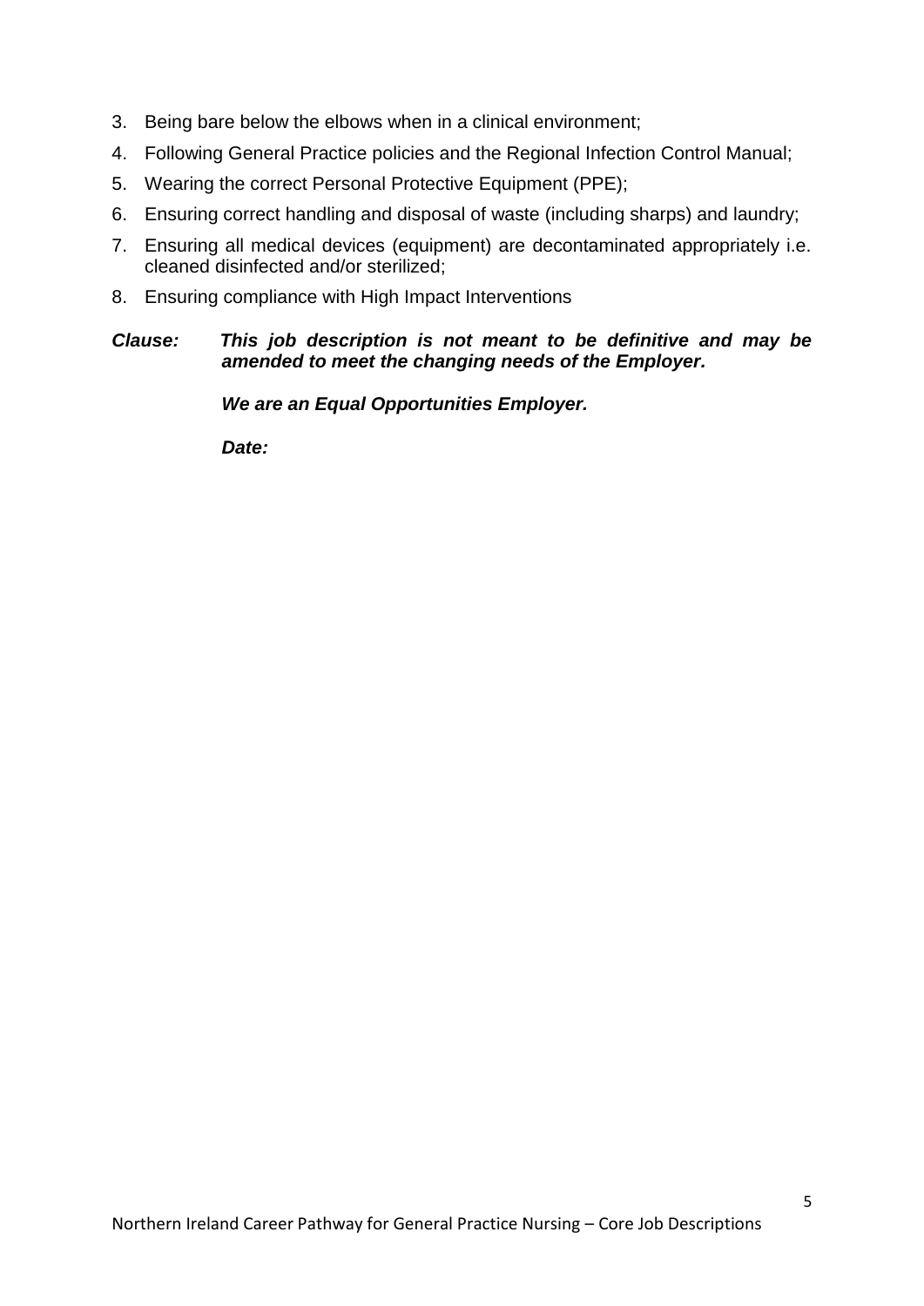3. Being bare below the elbows when in a clinical environment;
4. Following General Practice policies and the Regional Infection Control Manual;
5. Wearing the correct Personal Protective Equipment (PPE);
6. Ensuring correct handling and disposal of waste (including sharps) and laundry;
7. Ensuring all medical devices (equipment) are decontaminated appropriately i.e. cleaned disinfected and/or sterilized;
8. Ensuring compliance with High Impact Interventions

***Clause: This job description is not meant to be definitive and may be amended to meet the changing needs of the Employer.***

***We are an Equal Opportunities Employer.***

***Date:***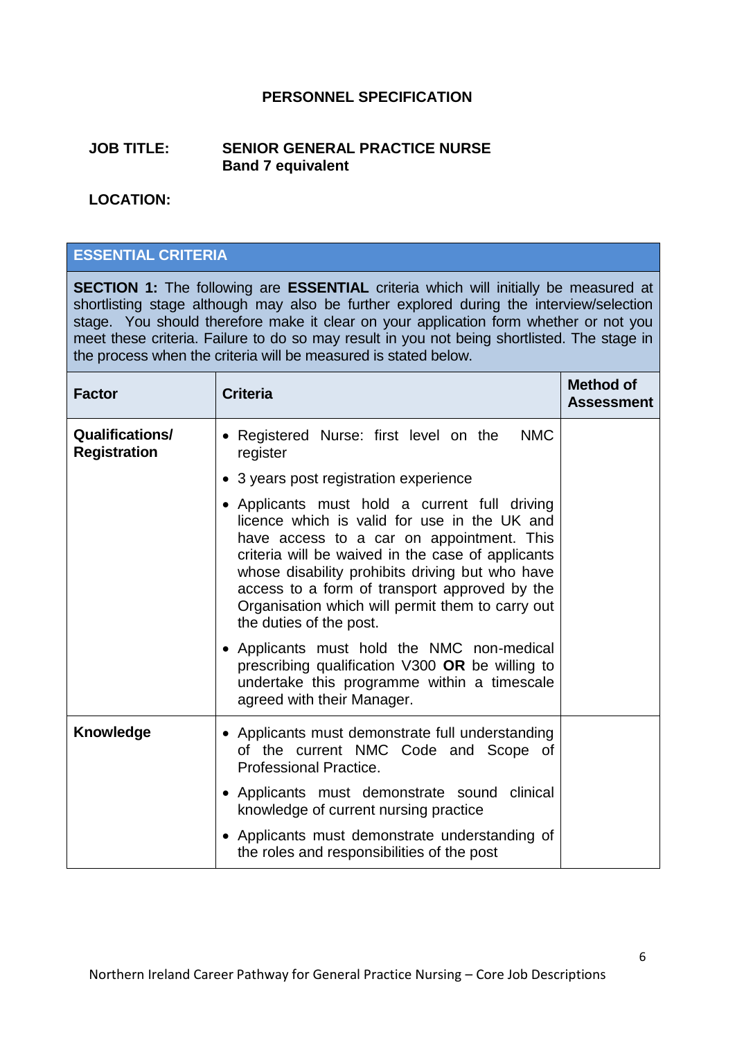# PERSONNEL SPECIFICATION

**JOB TITLE:** **SENIOR GENERAL PRACTICE NURSE**
**Band 7 equivalent**

**LOCATION:**

## ESSENTIAL CRITERIA

**SECTION 1:** The following are **ESSENTIAL** criteria which will initially be measured at shortlisting stage although may also be further explored during the interview/selection stage. You should therefore make it clear on your application form whether or not you meet these criteria. Failure to do so may result in you not being shortlisted. The stage in the process when the criteria will be measured is stated below.

| Factor | Criteria | Method of Assessment |
|---|---|---|
| **Qualifications/ Registration** | • Registered Nurse: first level on the NMC register<br>• 3 years post registration experience<br>• Applicants must hold a current full driving licence which is valid for use in the UK and have access to a car on appointment. This criteria will be waived in the case of applicants whose disability prohibits driving but who have access to a form of transport approved by the Organisation which will permit them to carry out the duties of the post.<br>• Applicants must hold the NMC non-medical prescribing qualification V300 **OR** be willing to undertake this programme within a timescale agreed with their Manager. | |
| **Knowledge** | • Applicants must demonstrate full understanding of the current NMC Code and Scope of Professional Practice.<br>• Applicants must demonstrate sound clinical knowledge of current nursing practice<br>• Applicants must demonstrate understanding of the roles and responsibilities of the post | |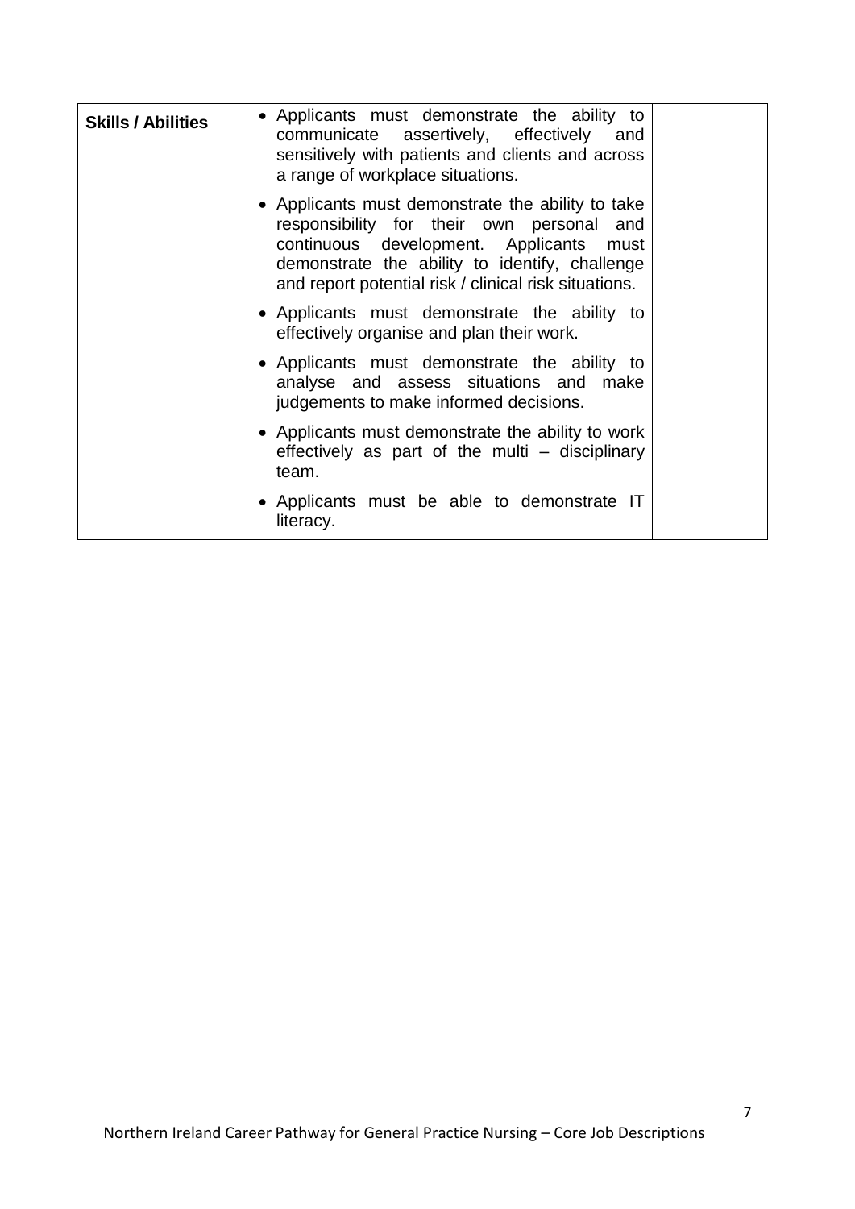| | | |
|---|---|---|
| **Skills / Abilities** | • Applicants must demonstrate the ability to communicate assertively, effectively and sensitively with patients and clients and across a range of workplace situations.<br><br>• Applicants must demonstrate the ability to take responsibility for their own personal and continuous development. Applicants must demonstrate the ability to identify, challenge and report potential risk / clinical risk situations.<br><br>• Applicants must demonstrate the ability to effectively organise and plan their work.<br><br>• Applicants must demonstrate the ability to analyse and assess situations and make judgements to make informed decisions.<br><br>• Applicants must demonstrate the ability to work effectively as part of the multi – disciplinary team.<br><br>• Applicants must be able to demonstrate IT literacy. | |